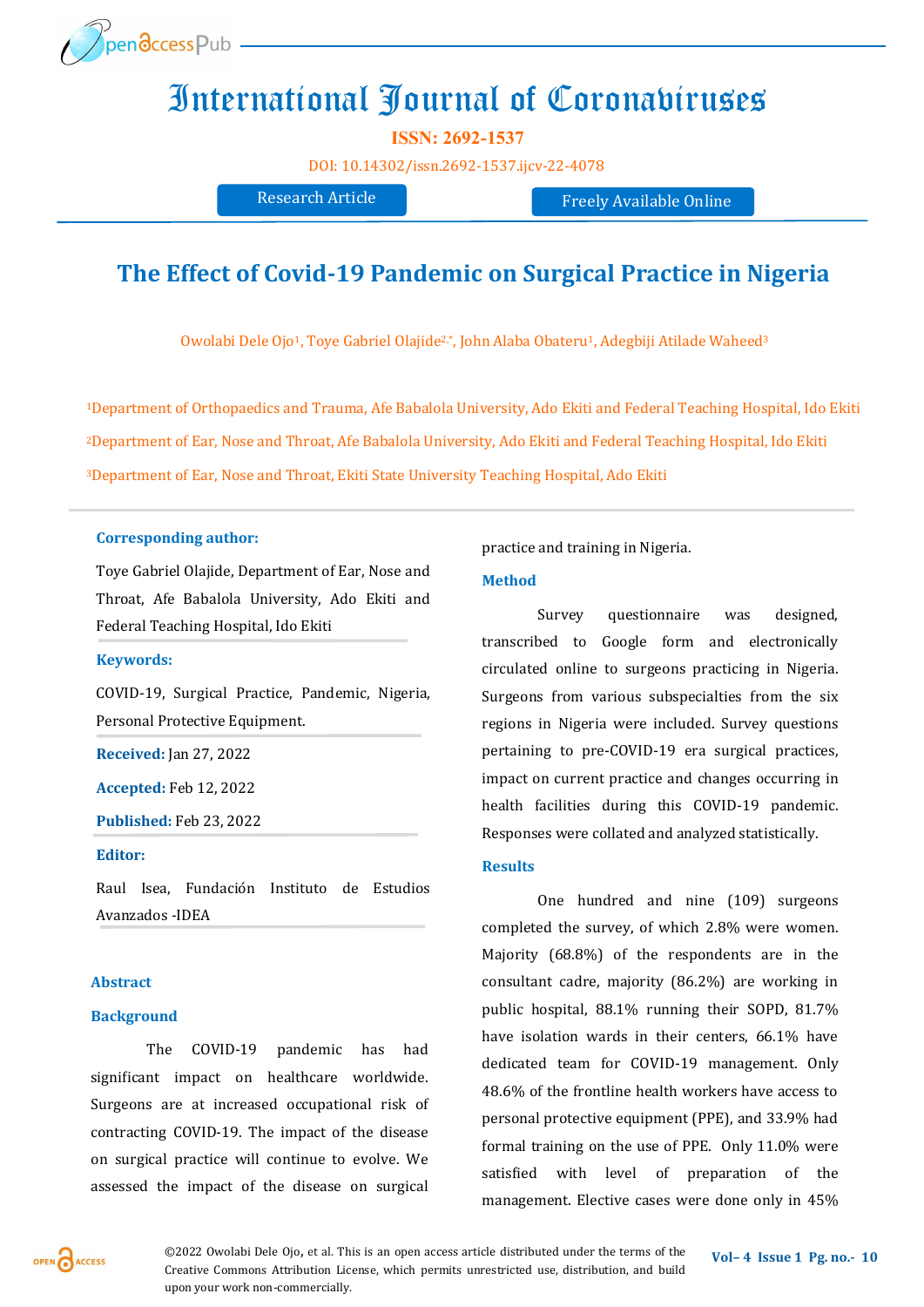# International Journal of Coronaviruses

**ISSN: 2692-1537**

DOI: 10.14302/issn.2692-1537.ijcv-22-4078

Research Article | Freely Available Online

## The Effect of Covid-19 Pandemic on Surgical Practice in Nigeria

Owolabi Dele Ojo[1], Toye Gabriel Olajide[2,*], John Alaba Obateru[1], Adegbiji Atilade Waheed[3]

[1]Department of Orthopaedics and Trauma, Afe Babalola University, Ado Ekiti and Federal Teaching Hospital, Ido Ekiti

[2]Department of Ear, Nose and Throat, Afe Babalola University, Ado Ekiti and Federal Teaching Hospital, Ido Ekiti

[3]Department of Ear, Nose and Throat, Ekiti State University Teaching Hospital, Ado Ekiti

**Corresponding author:**

Toye Gabriel Olajide, Department of Ear, Nose and Throat, Afe Babalola University, Ado Ekiti and Federal Teaching Hospital, Ido Ekiti

**Keywords:**

COVID-19, Surgical Practice, Pandemic, Nigeria, Personal Protective Equipment.

**Received:** Jan 27, 2022

**Accepted:** Feb 12, 2022

**Published:** Feb 23, 2022

**Editor:**

Raul Isea, Fundación Instituto de Estudios Avanzados -IDEA

### Abstract

#### Background

The COVID-19 pandemic has had significant impact on healthcare worldwide. Surgeons are at increased occupational risk of contracting COVID-19. The impact of the disease on surgical practice will continue to evolve. We assessed the impact of the disease on surgical practice and training in Nigeria.

#### Method

Survey questionnaire was designed, transcribed to Google form and electronically circulated online to surgeons practicing in Nigeria. Surgeons from various subspecialties from the six regions in Nigeria were included. Survey questions pertaining to pre-COVID-19 era surgical practices, impact on current practice and changes occurring in health facilities during this COVID-19 pandemic. Responses were collated and analyzed statistically.

#### Results

One hundred and nine (109) surgeons completed the survey, of which 2.8% were women. Majority (68.8%) of the respondents are in the consultant cadre, majority (86.2%) are working in public hospital, 88.1% running their SOPD, 81.7% have isolation wards in their centers, 66.1% have dedicated team for COVID-19 management. Only 48.6% of the frontline health workers have access to personal protective equipment (PPE), and 33.9% had formal training on the use of PPE. Only 11.0% were satisfied with level of preparation of the management. Elective cases were done only in 45%

©2022 Owolabi Dele Ojo, et al. This is an open access article distributed under the terms of the Creative Commons Attribution License, which permits unrestricted use, distribution, and build upon your work non-commercially.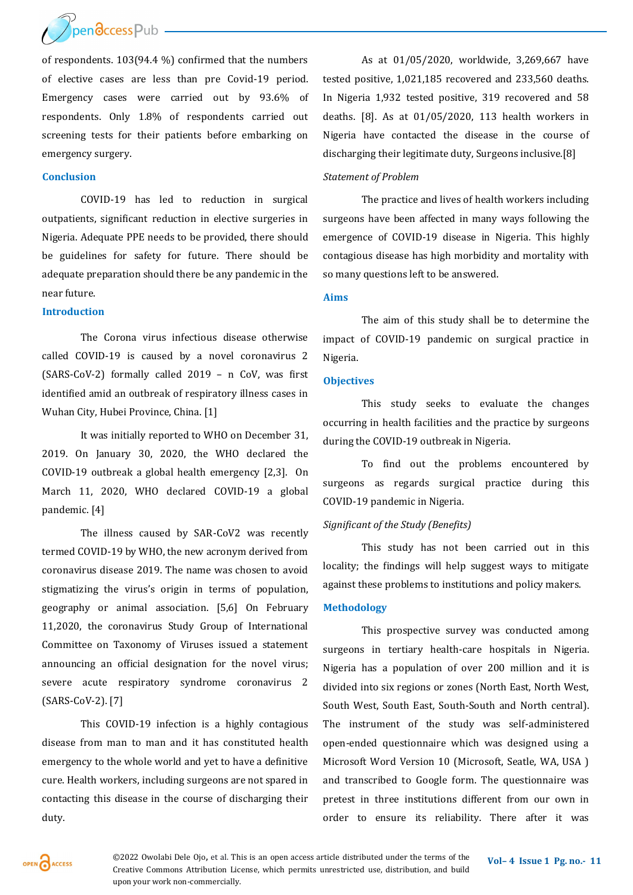of respondents. 103(94.4 %) confirmed that the numbers of elective cases are less than pre Covid-19 period. Emergency cases were carried out by 93.6% of respondents. Only 1.8% of respondents carried out screening tests for their patients before embarking on emergency surgery.

## Conclusion

COVID-19 has led to reduction in surgical outpatients, significant reduction in elective surgeries in Nigeria. Adequate PPE needs to be provided, there should be guidelines for safety for future. There should be adequate preparation should there be any pandemic in the near future.

## Introduction

The Corona virus infectious disease otherwise called COVID-19 is caused by a novel coronavirus 2 (SARS-CoV-2) formally called 2019 – n CoV, was first identified amid an outbreak of respiratory illness cases in Wuhan City, Hubei Province, China. [1]

It was initially reported to WHO on December 31, 2019. On January 30, 2020, the WHO declared the COVID-19 outbreak a global health emergency [2,3]. On March 11, 2020, WHO declared COVID-19 a global pandemic. [4]

The illness caused by SAR-CoV2 was recently termed COVID-19 by WHO, the new acronym derived from coronavirus disease 2019. The name was chosen to avoid stigmatizing the virus's origin in terms of population, geography or animal association. [5,6] On February 11,2020, the coronavirus Study Group of International Committee on Taxonomy of Viruses issued a statement announcing an official designation for the novel virus; severe acute respiratory syndrome coronavirus 2 (SARS-CoV-2). [7]

This COVID-19 infection is a highly contagious disease from man to man and it has constituted health emergency to the whole world and yet to have a definitive cure. Health workers, including surgeons are not spared in contacting this disease in the course of discharging their duty.

As at 01/05/2020, worldwide, 3,269,667 have tested positive, 1,021,185 recovered and 233,560 deaths. In Nigeria 1,932 tested positive, 319 recovered and 58 deaths. [8]. As at 01/05/2020, 113 health workers in Nigeria have contacted the disease in the course of discharging their legitimate duty, Surgeons inclusive.[8]

*Statement of Problem*

The practice and lives of health workers including surgeons have been affected in many ways following the emergence of COVID-19 disease in Nigeria. This highly contagious disease has high morbidity and mortality with so many questions left to be answered.

## Aims

The aim of this study shall be to determine the impact of COVID-19 pandemic on surgical practice in Nigeria.

## Objectives

This study seeks to evaluate the changes occurring in health facilities and the practice by surgeons during the COVID-19 outbreak in Nigeria.

To find out the problems encountered by surgeons as regards surgical practice during this COVID-19 pandemic in Nigeria.

*Significant of the Study (Benefits)*

This study has not been carried out in this locality; the findings will help suggest ways to mitigate against these problems to institutions and policy makers.

## Methodology

This prospective survey was conducted among surgeons in tertiary health-care hospitals in Nigeria. Nigeria has a population of over 200 million and it is divided into six regions or zones (North East, North West, South West, South East, South-South and North central). The instrument of the study was self-administered open-ended questionnaire which was designed using a Microsoft Word Version 10 (Microsoft, Seatle, WA, USA ) and transcribed to Google form. The questionnaire was pretest in three institutions different from our own in order to ensure its reliability. There after it was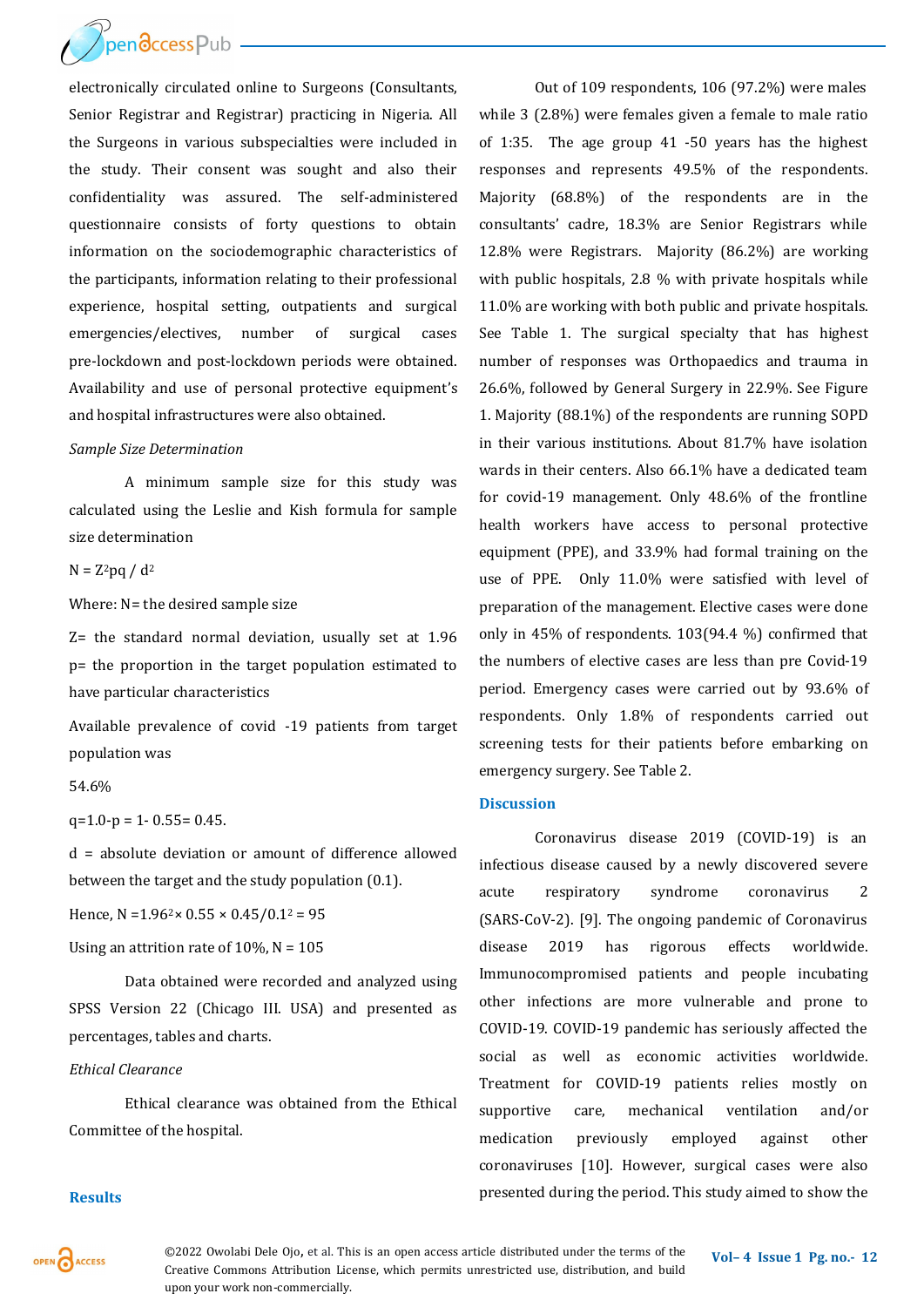electronically circulated online to Surgeons (Consultants, Senior Registrar and Registrar) practicing in Nigeria. All the Surgeons in various subspecialties were included in the study. Their consent was sought and also their confidentiality was assured. The self-administered questionnaire consists of forty questions to obtain information on the sociodemographic characteristics of the participants, information relating to their professional experience, hospital setting, outpatients and surgical emergencies/electives, number of surgical cases pre-lockdown and post-lockdown periods were obtained. Availability and use of personal protective equipment's and hospital infrastructures were also obtained.

*Sample Size Determination*

A minimum sample size for this study was calculated using the Leslie and Kish formula for sample size determination

$N = Z^2pq / d^2$

Where: N= the desired sample size

Z= the standard normal deviation, usually set at 1.96

p= the proportion in the target population estimated to have particular characteristics

Available prevalence of covid -19 patients from target population was

54.6%

$q=1.0-p = 1- 0.55= 0.45$.

d = absolute deviation or amount of difference allowed between the target and the study population (0.1).

Hence, $N =1.96^2 \times 0.55 \times 0.45/0.1^2 = 95$

Using an attrition rate of 10%, N = 105

Data obtained were recorded and analyzed using SPSS Version 22 (Chicago III. USA) and presented as percentages, tables and charts.

*Ethical Clearance*

Ethical clearance was obtained from the Ethical Committee of the hospital.

## Results

Out of 109 respondents, 106 (97.2%) were males while 3 (2.8%) were females given a female to male ratio of 1:35. The age group 41 -50 years has the highest responses and represents 49.5% of the respondents. Majority (68.8%) of the respondents are in the consultants' cadre, 18.3% are Senior Registrars while 12.8% were Registrars. Majority (86.2%) are working with public hospitals, 2.8 % with private hospitals while 11.0% are working with both public and private hospitals. See Table 1. The surgical specialty that has highest number of responses was Orthopaedics and trauma in 26.6%, followed by General Surgery in 22.9%. See Figure 1. Majority (88.1%) of the respondents are running SOPD in their various institutions. About 81.7% have isolation wards in their centers. Also 66.1% have a dedicated team for covid-19 management. Only 48.6% of the frontline health workers have access to personal protective equipment (PPE), and 33.9% had formal training on the use of PPE. Only 11.0% were satisfied with level of preparation of the management. Elective cases were done only in 45% of respondents. 103(94.4 %) confirmed that the numbers of elective cases are less than pre Covid-19 period. Emergency cases were carried out by 93.6% of respondents. Only 1.8% of respondents carried out screening tests for their patients before embarking on emergency surgery. See Table 2.

## Discussion

Coronavirus disease 2019 (COVID-19) is an infectious disease caused by a newly discovered severe acute respiratory syndrome coronavirus 2 (SARS-CoV-2). [9]. The ongoing pandemic of Coronavirus disease 2019 has rigorous effects worldwide. Immunocompromised patients and people incubating other infections are more vulnerable and prone to COVID-19. COVID-19 pandemic has seriously affected the social as well as economic activities worldwide. Treatment for COVID-19 patients relies mostly on supportive care, mechanical ventilation and/or medication previously employed against other coronaviruses [10]. However, surgical cases were also presented during the period. This study aimed to show the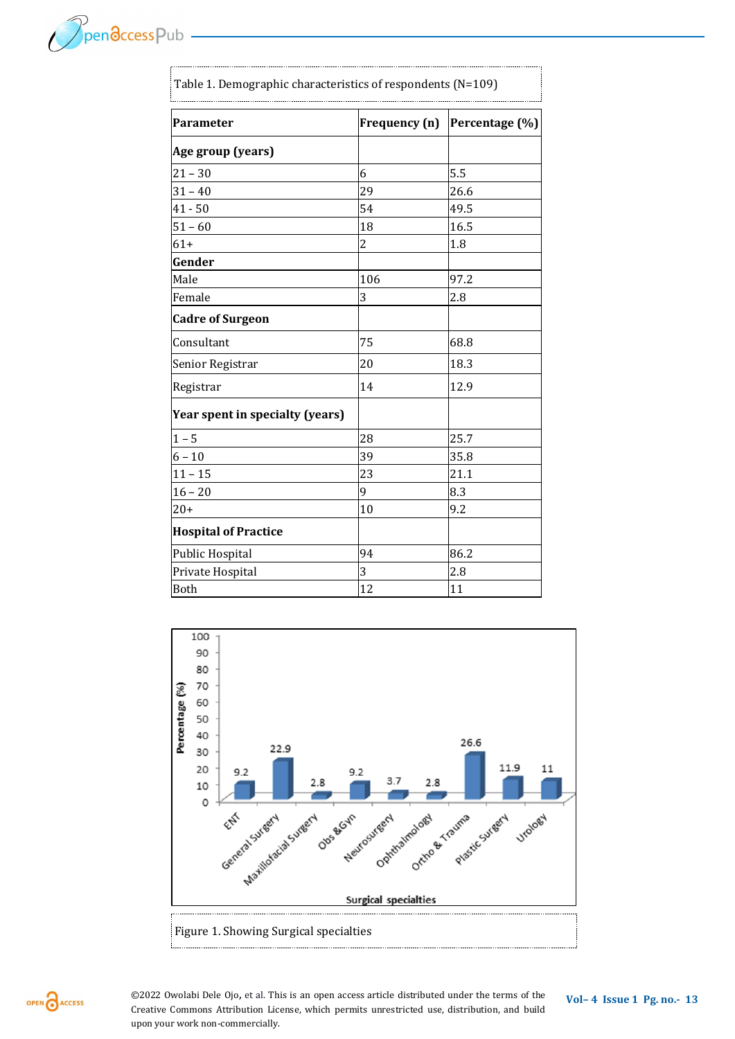Table 1. Demographic characteristics of respondents (N=109)

| Parameter | Frequency (n) | Percentage (%) |
|---|---|---|
| **Age group (years)** | | |
| 21 – 30 | 6 | 5.5 |
| 31 – 40 | 29 | 26.6 |
| 41 - 50 | 54 | 49.5 |
| 51 – 60 | 18 | 16.5 |
| 61+ | 2 | 1.8 |
| **Gender** | | |
| Male | 106 | 97.2 |
| Female | 3 | 2.8 |
| **Cadre of Surgeon** | | |
| Consultant | 75 | 68.8 |
| Senior Registrar | 20 | 18.3 |
| Registrar | 14 | 12.9 |
| **Year spent in specialty (years)** | | |
| 1 – 5 | 28 | 25.7 |
| 6 – 10 | 39 | 35.8 |
| 11 – 15 | 23 | 21.1 |
| 16 – 20 | 9 | 8.3 |
| 20+ | 10 | 9.2 |
| **Hospital of Practice** | | |
| Public Hospital | 94 | 86.2 |
| Private Hospital | 3 | 2.8 |
| Both | 12 | 11 |

| Surgical specialties | Percentage (%) |
|---|---|
| ENT | 9.2 |
| General Surgery | 22.9 |
| Maxillofacial Surgery | 2.8 |
| Obs &Gyn | 9.2 |
| Neurosurgery | 3.7 |
| Ophthalmology | 2.8 |
| Ortho & Trauma | 26.6 |
| Plastic Surgery | 11.9 |
| Urology | 11 |

Figure 1. Showing Surgical specialties

©2022 Owolabi Dele Ojo, et al. This is an open access article distributed under the terms of the Creative Commons Attribution License, which permits unrestricted use, distribution, and build upon your work non-commercially.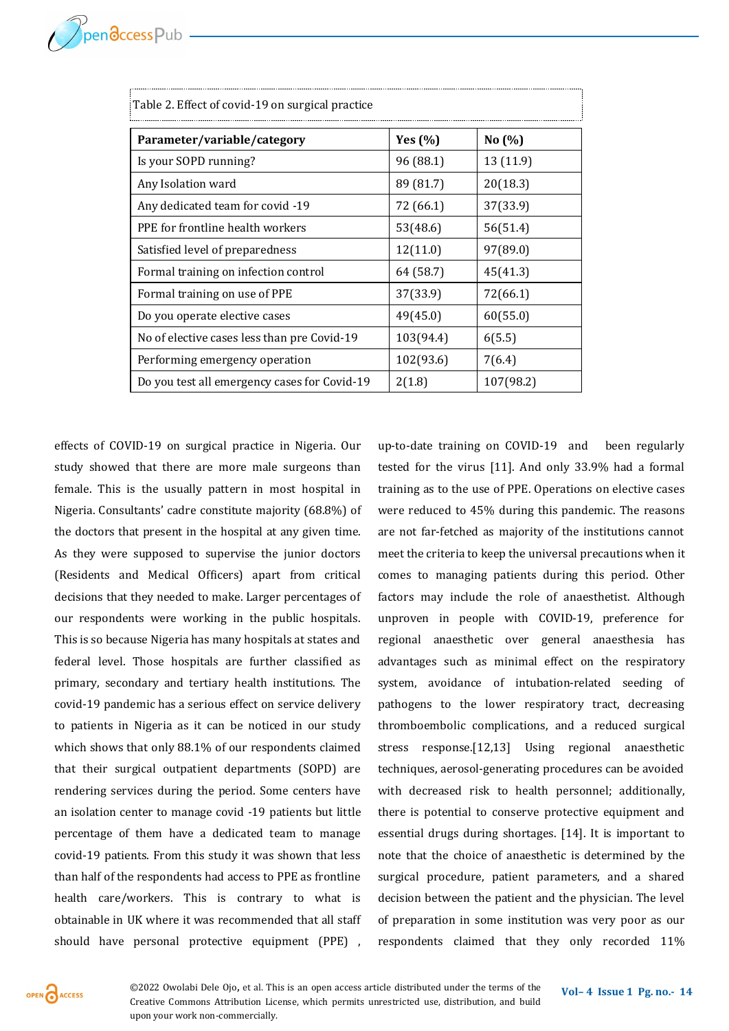Table 2. Effect of covid-19 on surgical practice

| Parameter/variable/category | Yes (%) | No (%) |
|---|---|---|
| Is your SOPD running? | 96 (88.1) | 13 (11.9) |
| Any Isolation ward | 89 (81.7) | 20(18.3) |
| Any dedicated team for covid -19 | 72 (66.1) | 37(33.9) |
| PPE for frontline health workers | 53(48.6) | 56(51.4) |
| Satisfied level of preparedness | 12(11.0) | 97(89.0) |
| Formal training on infection control | 64 (58.7) | 45(41.3) |
| Formal training on use of PPE | 37(33.9) | 72(66.1) |
| Do you operate elective cases | 49(45.0) | 60(55.0) |
| No of elective cases less than pre Covid-19 | 103(94.4) | 6(5.5) |
| Performing emergency operation | 102(93.6) | 7(6.4) |
| Do you test all emergency cases for Covid-19 | 2(1.8) | 107(98.2) |

effects of COVID-19 on surgical practice in Nigeria. Our study showed that there are more male surgeons than female. This is the usually pattern in most hospital in Nigeria. Consultants' cadre constitute majority (68.8%) of the doctors that present in the hospital at any given time. As they were supposed to supervise the junior doctors (Residents and Medical Officers) apart from critical decisions that they needed to make. Larger percentages of our respondents were working in the public hospitals. This is so because Nigeria has many hospitals at states and federal level. Those hospitals are further classified as primary, secondary and tertiary health institutions. The covid-19 pandemic has a serious effect on service delivery to patients in Nigeria as it can be noticed in our study which shows that only 88.1% of our respondents claimed that their surgical outpatient departments (SOPD) are rendering services during the period. Some centers have an isolation center to manage covid -19 patients but little percentage of them have a dedicated team to manage covid-19 patients. From this study it was shown that less than half of the respondents had access to PPE as frontline health care/workers. This is contrary to what is obtainable in UK where it was recommended that all staff should have personal protective equipment (PPE) , up-to-date training on COVID-19 and been regularly tested for the virus [11]. And only 33.9% had a formal training as to the use of PPE. Operations on elective cases were reduced to 45% during this pandemic. The reasons are not far-fetched as majority of the institutions cannot meet the criteria to keep the universal precautions when it comes to managing patients during this period. Other factors may include the role of anaesthetist. Although unproven in people with COVID-19, preference for regional anaesthetic over general anaesthesia has advantages such as minimal effect on the respiratory system, avoidance of intubation-related seeding of pathogens to the lower respiratory tract, decreasing thromboembolic complications, and a reduced surgical stress response.[12,13] Using regional anaesthetic techniques, aerosol-generating procedures can be avoided with decreased risk to health personnel; additionally, there is potential to conserve protective equipment and essential drugs during shortages. [14]. It is important to note that the choice of anaesthetic is determined by the surgical procedure, patient parameters, and a shared decision between the patient and the physician. The level of preparation in some institution was very poor as our respondents claimed that they only recorded 11%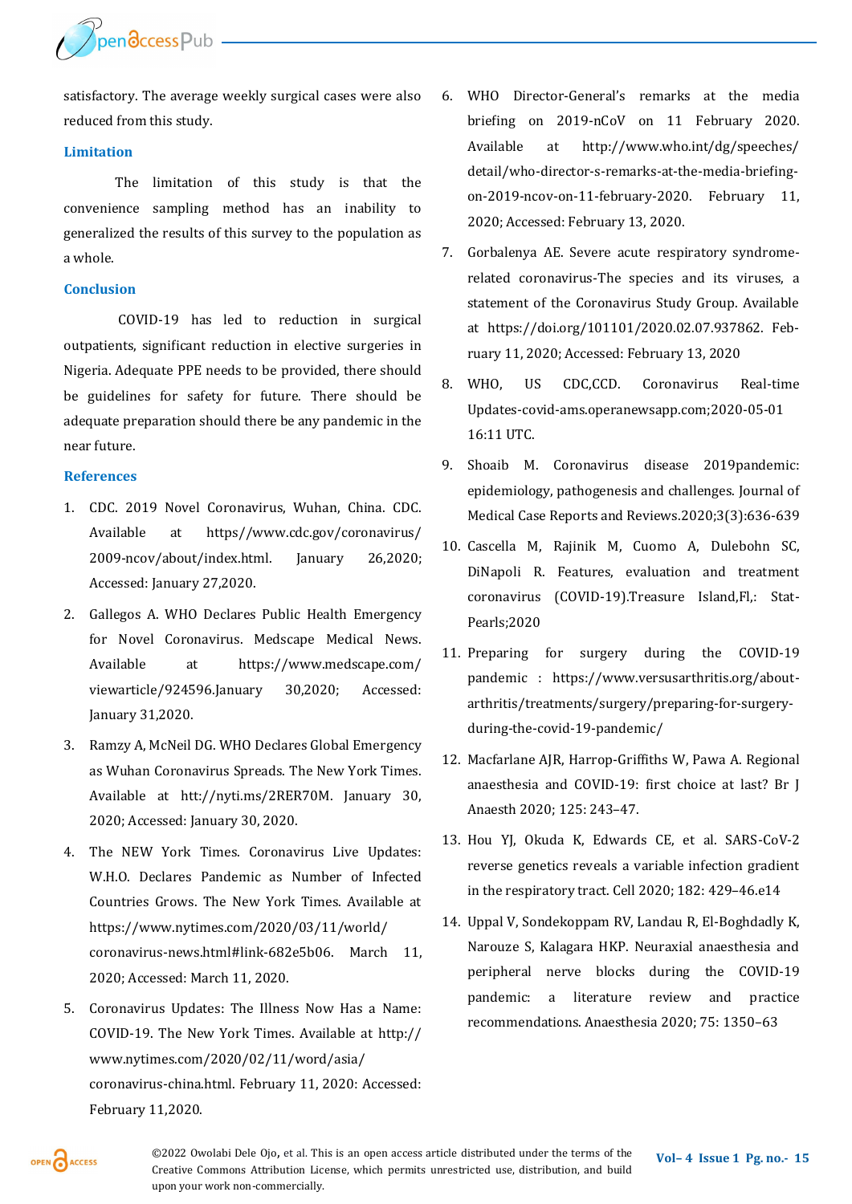satisfactory. The average weekly surgical cases were also reduced from this study.

## Limitation

The limitation of this study is that the convenience sampling method has an inability to generalized the results of this survey to the population as a whole.

## Conclusion

COVID-19 has led to reduction in surgical outpatients, significant reduction in elective surgeries in Nigeria. Adequate PPE needs to be provided, there should be guidelines for safety for future. There should be adequate preparation should there be any pandemic in the near future.

## References

1. CDC. 2019 Novel Coronavirus, Wuhan, China. CDC. Available at https//www.cdc.gov/coronavirus/2009-ncov/about/index.html. January 26,2020; Accessed: January 27,2020.
2. Gallegos A. WHO Declares Public Health Emergency for Novel Coronavirus. Medscape Medical News. Available at https://www.medscape.com/viewarticle/924596.January 30,2020; Accessed: January 31,2020.
3. Ramzy A, McNeil DG. WHO Declares Global Emergency as Wuhan Coronavirus Spreads. The New York Times. Available at htt://nyti.ms/2RER70M. January 30, 2020; Accessed: January 30, 2020.
4. The NEW York Times. Coronavirus Live Updates: W.H.O. Declares Pandemic as Number of Infected Countries Grows. The New York Times. Available at https://www.nytimes.com/2020/03/11/world/coronavirus-news.html#link-682e5b06. March 11, 2020; Accessed: March 11, 2020.
5. Coronavirus Updates: The Illness Now Has a Name: COVID-19. The New York Times. Available at http://www.nytimes.com/2020/02/11/word/asia/coronavirus-china.html. February 11, 2020: Accessed: February 11,2020.
6. WHO Director-General's remarks at the media briefing on 2019-nCoV on 11 February 2020. Available at http://www.who.int/dg/speeches/detail/who-director-s-remarks-at-the-media-briefing-on-2019-ncov-on-11-february-2020. February 11, 2020; Accessed: February 13, 2020.
7. Gorbalenya AE. Severe acute respiratory syndrome-related coronavirus-The species and its viruses, a statement of the Coronavirus Study Group. Available at https://doi.org/101101/2020.02.07.937862. February 11, 2020; Accessed: February 13, 2020
8. WHO, US CDC,CCD. Coronavirus Real-time Updates-covid-ams.operanewsapp.com;2020-05-01 16:11 UTC.
9. Shoaib M. Coronavirus disease 2019pandemic: epidemiology, pathogenesis and challenges. Journal of Medical Case Reports and Reviews.2020;3(3):636-639
10. Cascella M, Rajinik M, Cuomo A, Dulebohn SC, DiNapoli R. Features, evaluation and treatment coronavirus (COVID-19).Treasure Island,Fl,: StatPearls;2020
11. Preparing for surgery during the COVID-19 pandemic : https://www.versusarthritis.org/about-arthritis/treatments/surgery/preparing-for-surgery-during-the-covid-19-pandemic/
12. Macfarlane AJR, Harrop-Griffiths W, Pawa A. Regional anaesthesia and COVID-19: first choice at last? Br J Anaesth 2020; 125: 243–47.
13. Hou YJ, Okuda K, Edwards CE, et al. SARS-CoV-2 reverse genetics reveals a variable infection gradient in the respiratory tract. Cell 2020; 182: 429–46.e14
14. Uppal V, Sondekoppam RV, Landau R, El-Boghdadly K, Narouze S, Kalagara HKP. Neuraxial anaesthesia and peripheral nerve blocks during the COVID-19 pandemic: a literature review and practice recommendations. Anaesthesia 2020; 75: 1350–63

©2022 Owolabi Dele Ojo, et al. This is an open access article distributed under the terms of the Creative Commons Attribution License, which permits unrestricted use, distribution, and build upon your work non-commercially.